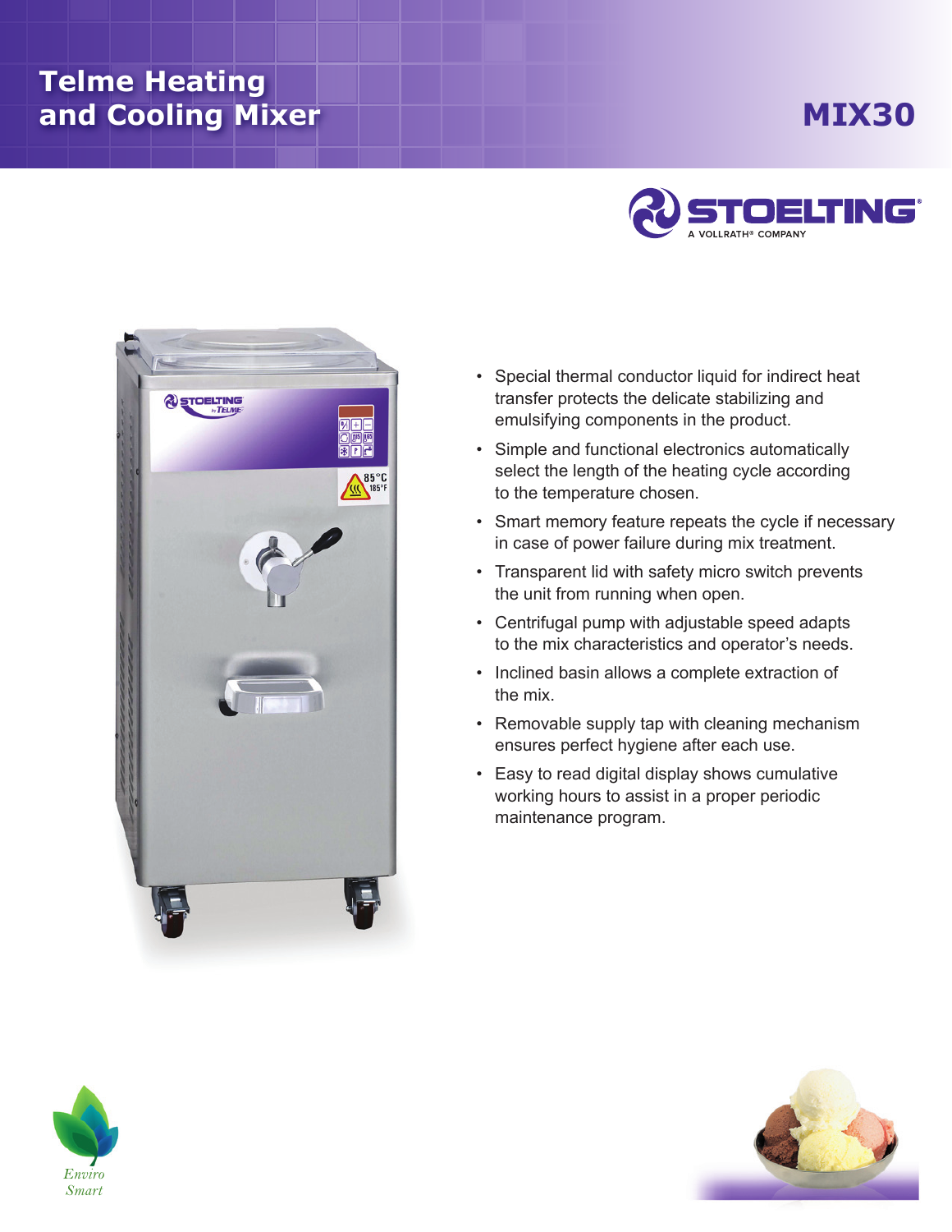# Telme Heating and Cooling Mixer

## MIX30

STOELTING
A VOLLRATH® COMPANY

- Special thermal conductor liquid for indirect heat transfer protects the delicate stabilizing and emulsifying components in the product.
- Simple and functional electronics automatically select the length of the heating cycle according to the temperature chosen.
- Smart memory feature repeats the cycle if necessary in case of power failure during mix treatment.
- Transparent lid with safety micro switch prevents the unit from running when open.
- Centrifugal pump with adjustable speed adapts to the mix characteristics and operator's needs.
- Inclined basin allows a complete extraction of the mix.
- Removable supply tap with cleaning mechanism ensures perfect hygiene after each use.
- Easy to read digital display shows cumulative working hours to assist in a proper periodic maintenance program.

Enviro Smart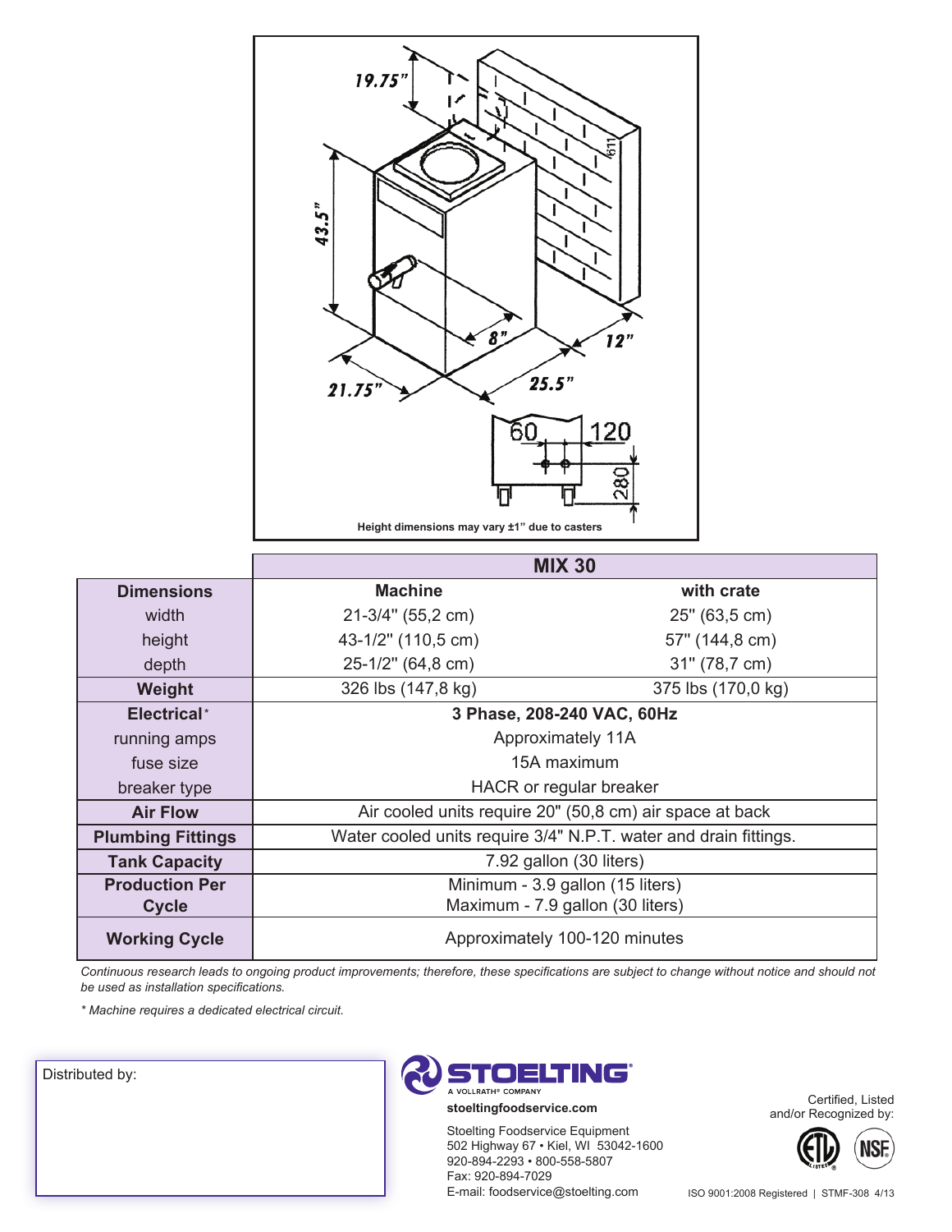19.75"

43.5"

8"

12"

21.75"

25.5"

60

120

280

611

Height dimensions may vary ±1" due to casters

| | MIX 30 | |
|---|---|---|
| **Dimensions** | **Machine** | **with crate** |
| width | 21-3/4" (55,2 cm) | 25" (63,5 cm) |
| height | 43-1/2" (110,5 cm) | 57" (144,8 cm) |
| depth | 25-1/2" (64,8 cm) | 31" (78,7 cm) |
| **Weight** | 326 lbs (147,8 kg) | 375 lbs (170,0 kg) |
| **Electrical*** | **3 Phase, 208-240 VAC, 60Hz** | |
| running amps | Approximately 11A | |
| fuse size | 15A maximum | |
| breaker type | HACR or regular breaker | |
| **Air Flow** | Air cooled units require 20" (50,8 cm) air space at back | |
| **Plumbing Fittings** | Water cooled units require 3/4" N.P.T. water and drain fittings. | |
| **Tank Capacity** | 7.92 gallon (30 liters) | |
| **Production Per Cycle** | Minimum - 3.9 gallon (15 liters)<br>Maximum - 7.9 gallon (30 liters) | |
| **Working Cycle** | Approximately 100-120 minutes | |

*Continuous research leads to ongoing product improvements; therefore, these specifications are subject to change without notice and should not be used as installation specifications.*

*\* Machine requires a dedicated electrical circuit.*

Distributed by:

STOELTING®

A VOLLRATH® COMPANY

**stoeltingfoodservice.com**

Stoelting Foodservice Equipment
502 Highway 67 • Kiel, WI 53042-1600
920-894-2293 • 800-558-5807
Fax: 920-894-7029
E-mail: foodservice@stoelting.com

Certified, Listed and/or Recognized by:

ISO 9001:2008 Registered | STMF-308 4/13